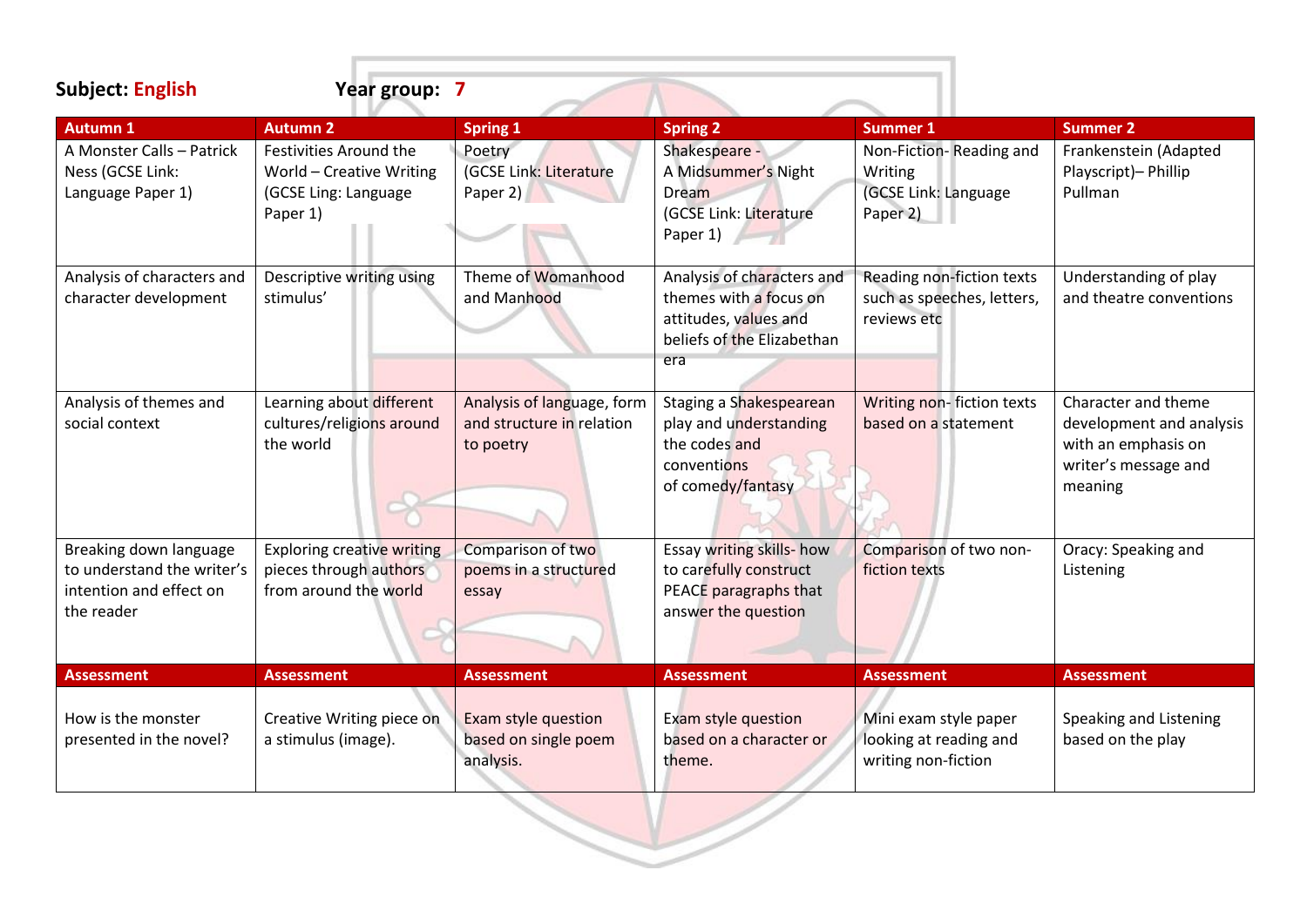**Subject:** English **Year group:** 7

| Autumn 1 | Autumn 2 | Spring 1 | Spring 2 | Summer 1 | Summer 2 |
|---|---|---|---|---|---|
| A Monster Calls – Patrick Ness (GCSE Link: Language Paper 1) | Festivities Around the World – Creative Writing (GCSE Ling: Language Paper 1) | Poetry (GCSE Link: Literature Paper 2) | Shakespeare - A Midsummer's Night Dream (GCSE Link: Literature Paper 1) | Non-Fiction- Reading and Writing (GCSE Link: Language Paper 2) | Frankenstein (Adapted Playscript)– Phillip Pullman |
| Analysis of characters and character development | Descriptive writing using stimulus' | Theme of Womanhood and Manhood | Analysis of characters and themes with a focus on attitudes, values and beliefs of the Elizabethan era | Reading non-fiction texts such as speeches, letters, reviews etc | Understanding of play and theatre conventions |
| Analysis of themes and social context | Learning about different cultures/religions around the world | Analysis of language, form and structure in relation to poetry | Staging a Shakespearean play and understanding the codes and conventions of comedy/fantasy | Writing non- fiction texts based on a statement | Character and theme development and analysis with an emphasis on writer's message and meaning |
| Breaking down language to understand the writer's intention and effect on the reader | Exploring creative writing pieces through authors from around the world | Comparison of two poems in a structured essay | Essay writing skills- how to carefully construct PEACE paragraphs that answer the question | Comparison of two non-fiction texts | Oracy: Speaking and Listening |
| **Assessment** | **Assessment** | **Assessment** | **Assessment** | **Assessment** | **Assessment** |
| How is the monster presented in the novel? | Creative Writing piece on a stimulus (image). | Exam style question based on single poem analysis. | Exam style question based on a character or theme. | Mini exam style paper looking at reading and writing non-fiction | Speaking and Listening based on the play |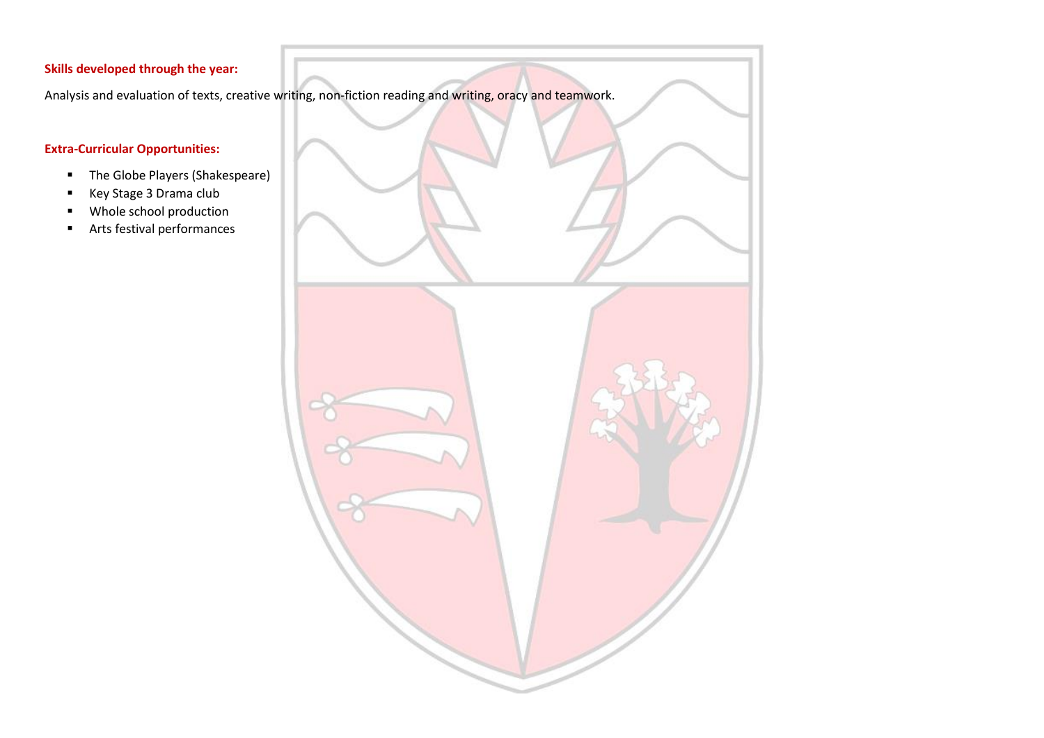**Skills developed through the year:**

Analysis and evaluation of texts, creative writing, non-fiction reading and writing, oracy and teamwork.

**Extra-Curricular Opportunities:**

- The Globe Players (Shakespeare)
- Key Stage 3 Drama club
- Whole school production
- Arts festival performances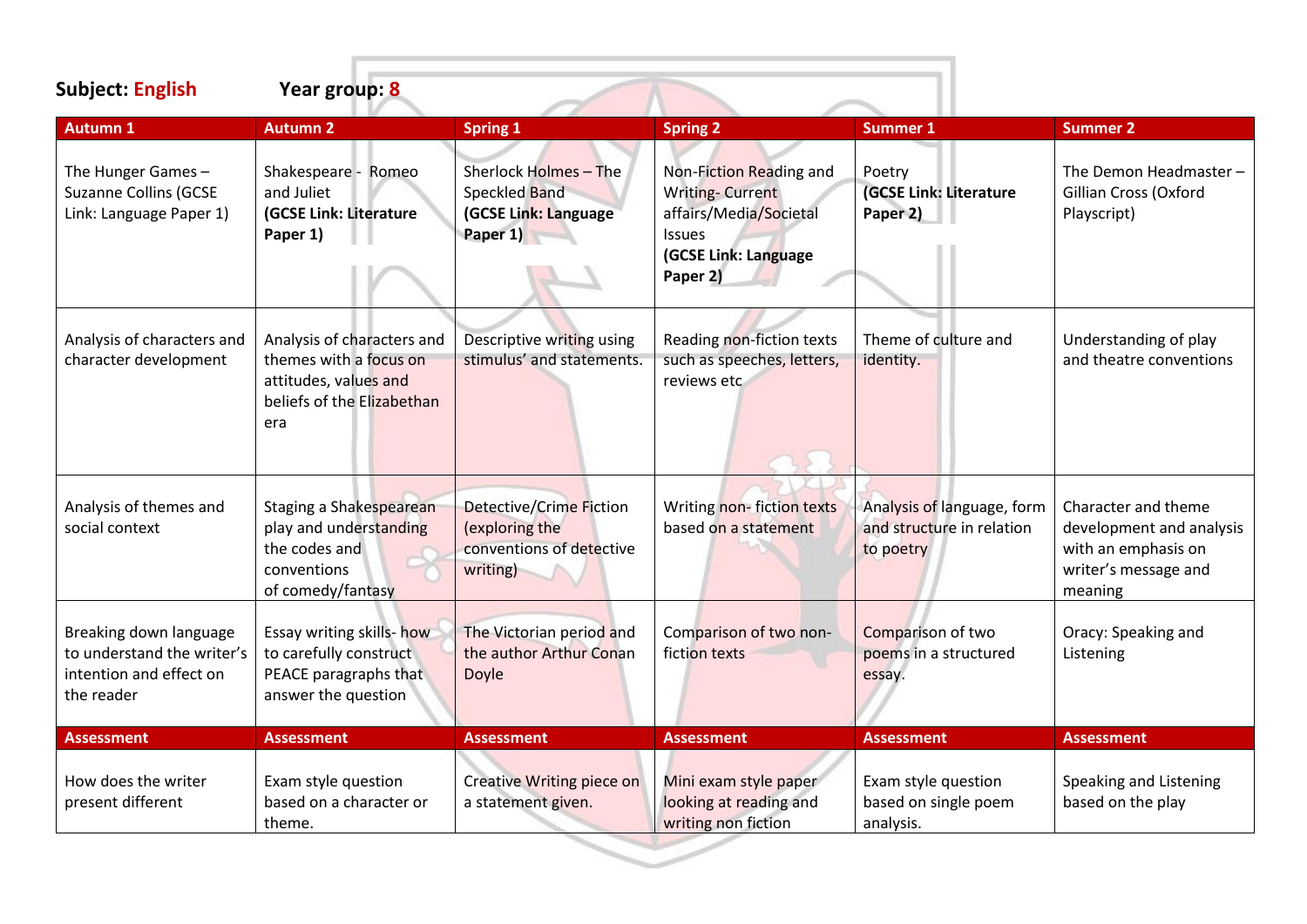**Subject:** English **Year group:** 8

| Autumn 1 | Autumn 2 | Spring 1 | Spring 2 | Summer 1 | Summer 2 |
|---|---|---|---|---|---|
| The Hunger Games – Suzanne Collins (GCSE Link: Language Paper 1) | Shakespeare - Romeo and Juliet **(GCSE Link: Literature Paper 1)** | Sherlock Holmes – The Speckled Band **(GCSE Link: Language Paper 1)** | Non-Fiction Reading and Writing- Current affairs/Media/Societal Issues **(GCSE Link: Language Paper 2)** | Poetry **(GCSE Link: Literature Paper 2)** | The Demon Headmaster – Gillian Cross (Oxford Playscript) |
| Analysis of characters and character development | Analysis of characters and themes with a focus on attitudes, values and beliefs of the Elizabethan era | Descriptive writing using stimulus' and statements. | Reading non-fiction texts such as speeches, letters, reviews etc | Theme of culture and identity. | Understanding of play and theatre conventions |
| Analysis of themes and social context | Staging a Shakespearean play and understanding the codes and conventions of comedy/fantasy | Detective/Crime Fiction (exploring the conventions of detective writing) | Writing non- fiction texts based on a statement | Analysis of language, form and structure in relation to poetry | Character and theme development and analysis with an emphasis on writer's message and meaning |
| Breaking down language to understand the writer's intention and effect on the reader | Essay writing skills- how to carefully construct PEACE paragraphs that answer the question | The Victorian period and the author Arthur Conan Doyle | Comparison of two non-fiction texts | Comparison of two poems in a structured essay. | Oracy: Speaking and Listening |
| **Assessment** | **Assessment** | **Assessment** | **Assessment** | **Assessment** | **Assessment** |
| How does the writer present different | Exam style question based on a character or theme. | Creative Writing piece on a statement given. | Mini exam style paper looking at reading and writing non fiction | Exam style question based on single poem analysis. | Speaking and Listening based on the play |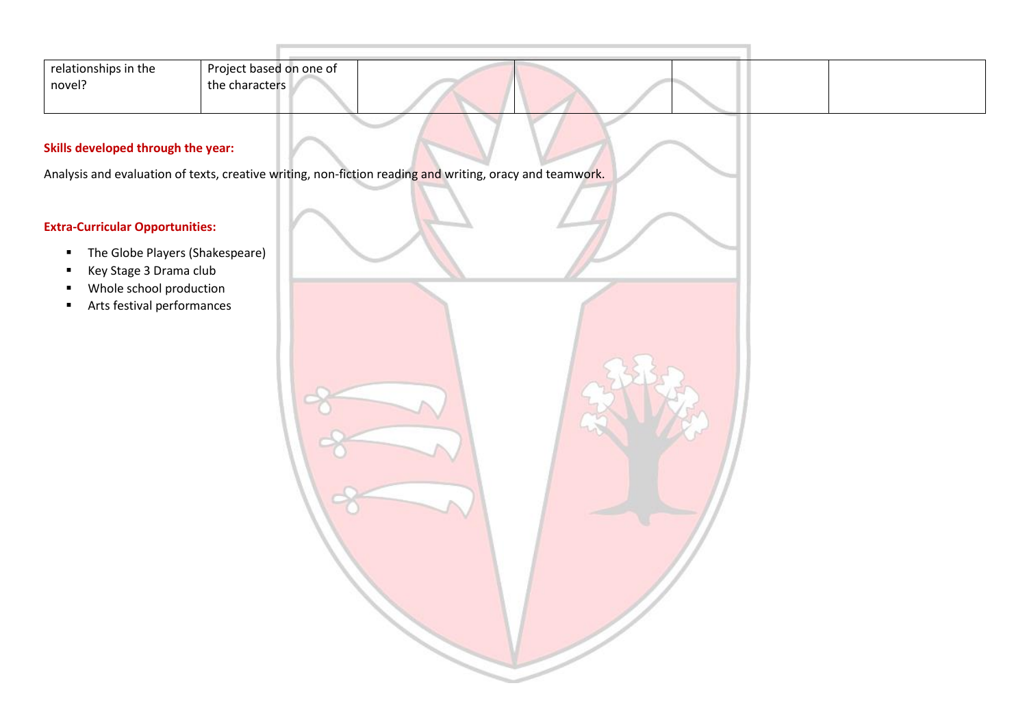| | | | | | |
|---|---|---|---|---|---|
| relationships in the novel? | Project based on one of the characters | | | | |

**Skills developed through the year:**

Analysis and evaluation of texts, creative writing, non-fiction reading and writing, oracy and teamwork.

**Extra-Curricular Opportunities:**

- The Globe Players (Shakespeare)
- Key Stage 3 Drama club
- Whole school production
- Arts festival performances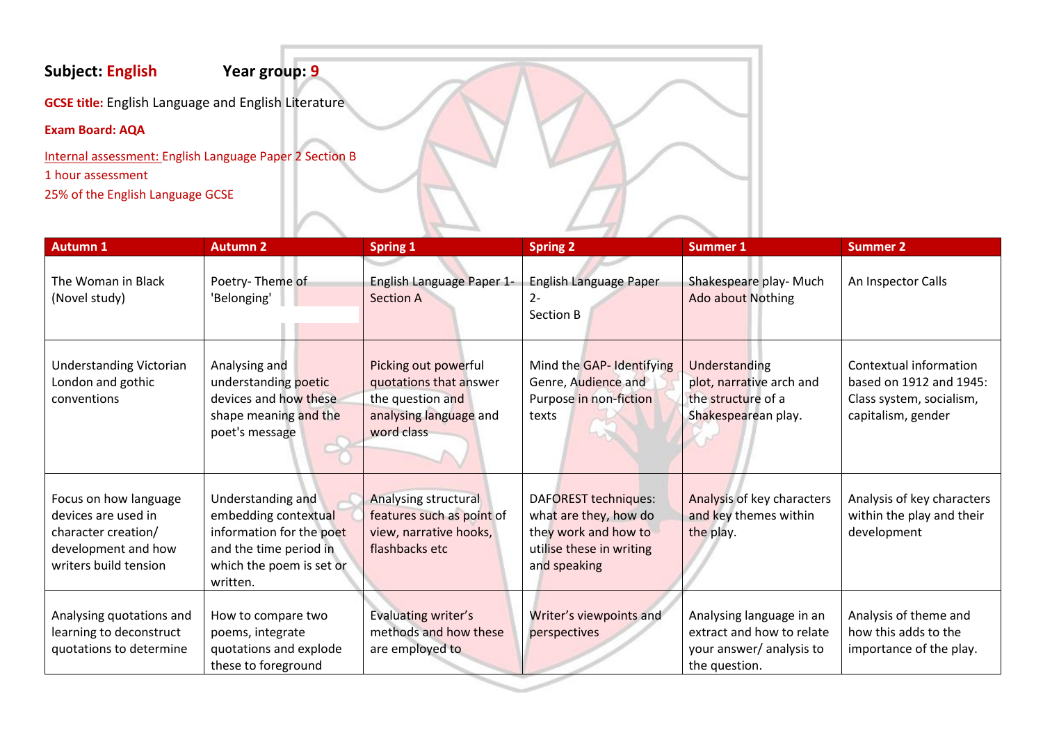**Subject:** English **Year group:** 9

**GCSE title:** English Language and English Literature

**Exam Board: AQA**

Internal assessment: English Language Paper 2 Section B
1 hour assessment
25% of the English Language GCSE

| Autumn 1 | Autumn 2 | Spring 1 | Spring 2 | Summer 1 | Summer 2 |
|---|---|---|---|---|---|
| The Woman in Black (Novel study) | Poetry- Theme of 'Belonging' | English Language Paper 1- Section A | English Language Paper 2- Section B | Shakespeare play- Much Ado about Nothing | An Inspector Calls |
| Understanding Victorian London and gothic conventions | Analysing and understanding poetic devices and how these shape meaning and the poet's message | Picking out powerful quotations that answer the question and analysing language and word class | Mind the GAP- Identifying Genre, Audience and Purpose in non-fiction texts | Understanding plot, narrative arch and the structure of a Shakespearean play. | Contextual information based on 1912 and 1945: Class system, socialism, capitalism, gender |
| Focus on how language devices are used in character creation/ development and how writers build tension | Understanding and embedding contextual information for the poet and the time period in which the poem is set or written. | Analysing structural features such as point of view, narrative hooks, flashbacks etc | DAFOREST techniques: what are they, how do they work and how to utilise these in writing and speaking | Analysis of key characters and key themes within the play. | Analysis of key characters within the play and their development |
| Analysing quotations and learning to deconstruct quotations to determine | How to compare two poems, integrate quotations and explode these to foreground | Evaluating writer's methods and how these are employed to | Writer's viewpoints and perspectives | Analysing language in an extract and how to relate your answer/ analysis to the question. | Analysis of theme and how this adds to the importance of the play. |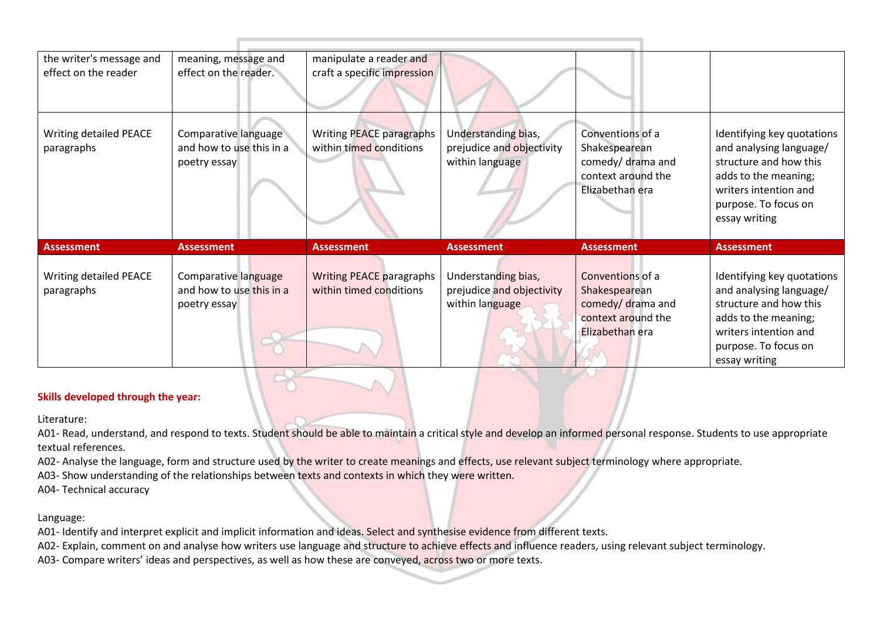| | | | | | |
|---|---|---|---|---|---|
| the writer's message and effect on the reader | meaning, message and effect on the reader. | manipulate a reader and craft a specific impression | | | |
| Writing detailed PEACE paragraphs | Comparative language and how to use this in a poetry essay | Writing PEACE paragraphs within timed conditions | Understanding bias, prejudice and objectivity within language | Conventions of a Shakespearean comedy/ drama and context around the Elizabethan era | Identifying key quotations and analysing language/ structure and how this adds to the meaning; writers intention and purpose. To focus on essay writing |
| **Assessment** | **Assessment** | **Assessment** | **Assessment** | **Assessment** | **Assessment** |
| Writing detailed PEACE paragraphs | Comparative language and how to use this in a poetry essay | Writing PEACE paragraphs within timed conditions | Understanding bias, prejudice and objectivity within language | Conventions of a Shakespearean comedy/ drama and context around the Elizabethan era | Identifying key quotations and analysing language/ structure and how this adds to the meaning; writers intention and purpose. To focus on essay writing |

**Skills developed through the year:**

Literature:

A01- Read, understand, and respond to texts. Student should be able to maintain a critical style and develop an informed personal response. Students to use appropriate textual references.

A02- Analyse the language, form and structure used by the writer to create meanings and effects, use relevant subject terminology where appropriate.

A03- Show understanding of the relationships between texts and contexts in which they were written.

A04- Technical accuracy

Language:

A01- Identify and interpret explicit and implicit information and ideas. Select and synthesise evidence from different texts.

A02- Explain, comment on and analyse how writers use language and structure to achieve effects and influence readers, using relevant subject terminology.

A03- Compare writers' ideas and perspectives, as well as how these are conveyed, across two or more texts.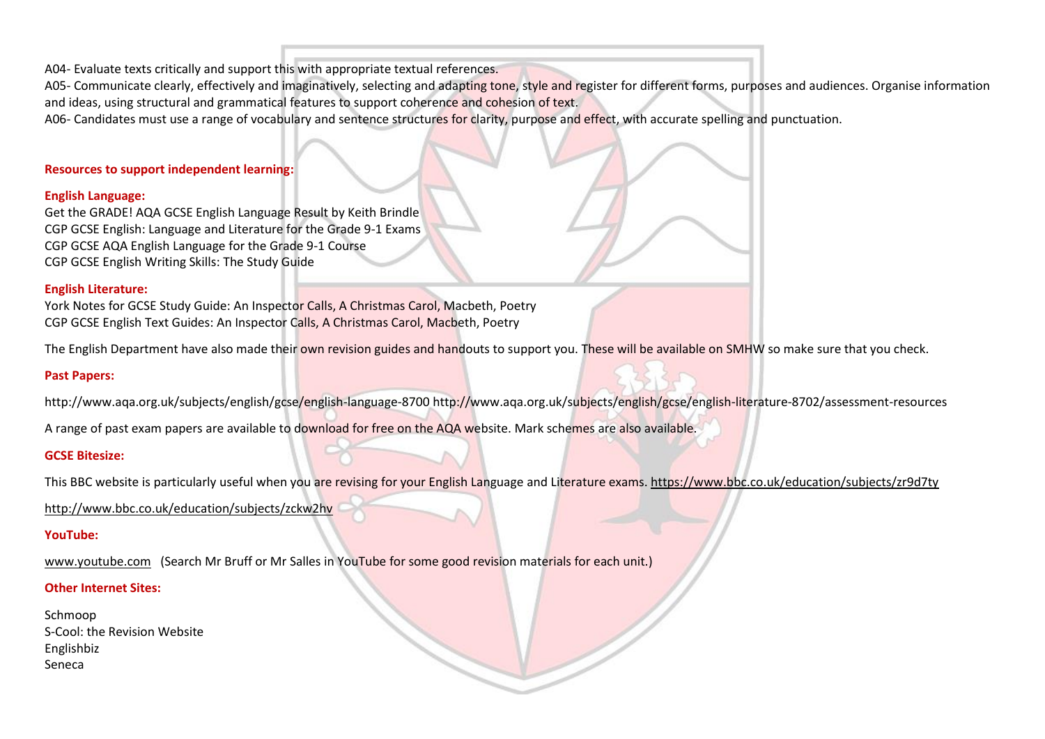A04- Evaluate texts critically and support this with appropriate textual references.

A05- Communicate clearly, effectively and imaginatively, selecting and adapting tone, style and register for different forms, purposes and audiences. Organise information and ideas, using structural and grammatical features to support coherence and cohesion of text.

A06- Candidates must use a range of vocabulary and sentence structures for clarity, purpose and effect, with accurate spelling and punctuation.

**Resources to support independent learning:**

**English Language:**

Get the GRADE! AQA GCSE English Language Result by Keith Brindle
CGP GCSE English: Language and Literature for the Grade 9-1 Exams
CGP GCSE AQA English Language for the Grade 9-1 Course
CGP GCSE English Writing Skills: The Study Guide

**English Literature:**

York Notes for GCSE Study Guide: An Inspector Calls, A Christmas Carol, Macbeth, Poetry
CGP GCSE English Text Guides: An Inspector Calls, A Christmas Carol, Macbeth, Poetry

The English Department have also made their own revision guides and handouts to support you. These will be available on SMHW so make sure that you check.

**Past Papers:**

http://www.aqa.org.uk/subjects/english/gcse/english-language-8700 http://www.aqa.org.uk/subjects/english/gcse/english-literature-8702/assessment-resources

A range of past exam papers are available to download for free on the AQA website. Mark schemes are also available.

**GCSE Bitesize:**

This BBC website is particularly useful when you are revising for your English Language and Literature exams. https://www.bbc.co.uk/education/subjects/zr9d7ty

http://www.bbc.co.uk/education/subjects/zckw2hv

**YouTube:**

www.youtube.com (Search Mr Bruff or Mr Salles in YouTube for some good revision materials for each unit.)

**Other Internet Sites:**

Schmoop
S-Cool: the Revision Website
Englishbiz
Seneca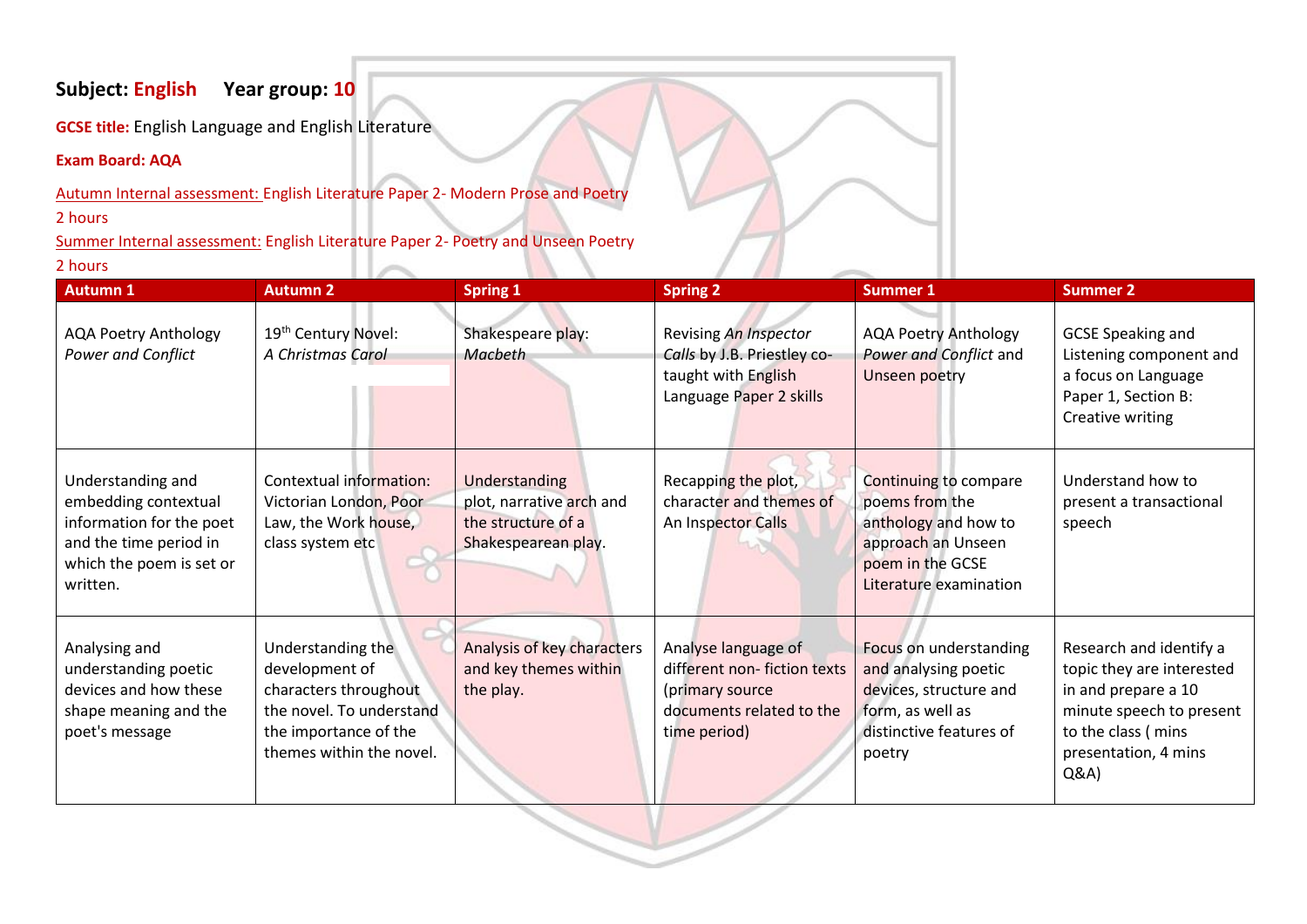**Subject:** English **Year group:** 10

**GCSE title:** English Language and English Literature

**Exam Board: AQA**

Autumn Internal assessment: English Literature Paper 2- Modern Prose and Poetry
2 hours

Summer Internal assessment: English Literature Paper 2- Poetry and Unseen Poetry
2 hours

| Autumn 1 | Autumn 2 | Spring 1 | Spring 2 | Summer 1 | Summer 2 |
|---|---|---|---|---|---|
| AQA Poetry Anthology *Power and Conflict* | 19th Century Novel: *A Christmas Carol* | Shakespeare play: *Macbeth* | Revising *An Inspector Calls* by J.B. Priestley co-taught with English Language Paper 2 skills | AQA Poetry Anthology *Power and Conflict* and Unseen poetry | GCSE Speaking and Listening component and a focus on Language Paper 1, Section B: Creative writing |
| Understanding and embedding contextual information for the poet and the time period in which the poem is set or written. | Contextual information: Victorian London, Poor Law, the Work house, class system etc | Understanding plot, narrative arch and the structure of a Shakespearean play. | Recapping the plot, character and themes of An Inspector Calls | Continuing to compare poems from the anthology and how to approach an Unseen poem in the GCSE Literature examination | Understand how to present a transactional speech |
| Analysing and understanding poetic devices and how these shape meaning and the poet's message | Understanding the development of characters throughout the novel. To understand the importance of the themes within the novel. | Analysis of key characters and key themes within the play. | Analyse language of different non- fiction texts (primary source documents related to the time period) | Focus on understanding and analysing poetic devices, structure and form, as well as distinctive features of poetry | Research and identify a topic they are interested in and prepare a 10 minute speech to present to the class ( mins presentation, 4 mins Q&A) |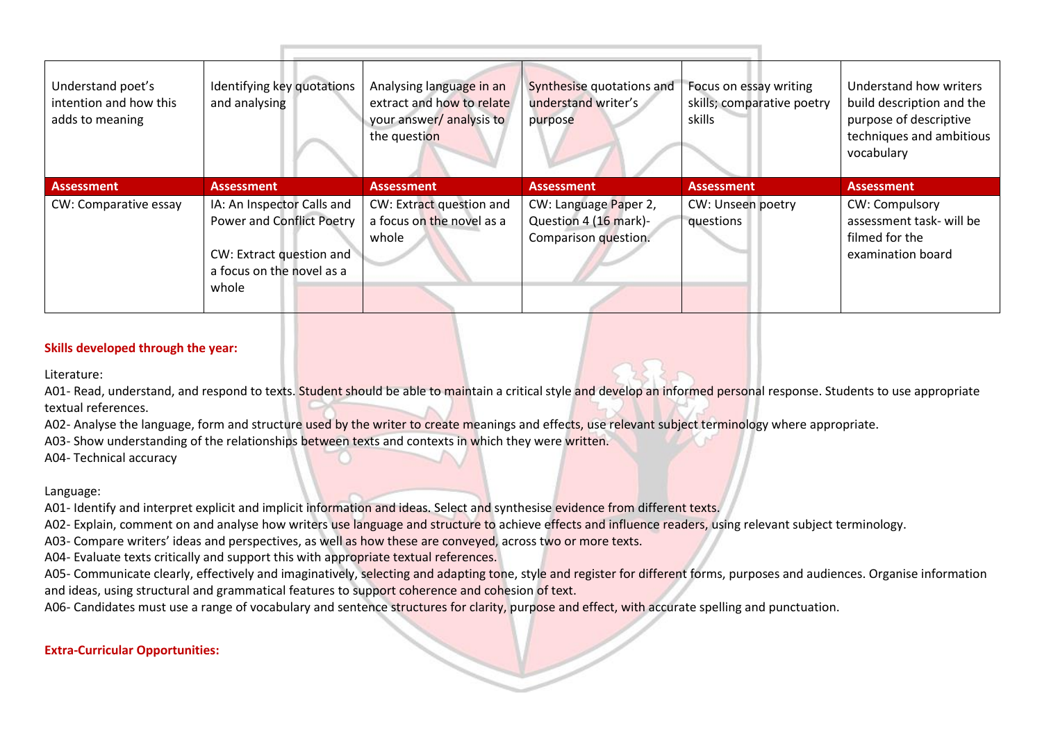| | | | | | |
|---|---|---|---|---|---|
| Understand poet's intention and how this adds to meaning | Identifying key quotations and analysing | Analysing language in an extract and how to relate your answer/ analysis to the question | Synthesise quotations and understand writer's purpose | Focus on essay writing skills; comparative poetry skills | Understand how writers build description and the purpose of descriptive techniques and ambitious vocabulary |
| **Assessment** | **Assessment** | **Assessment** | **Assessment** | **Assessment** | **Assessment** |
| CW: Comparative essay | IA: An Inspector Calls and Power and Conflict Poetry<br><br>CW: Extract question and a focus on the novel as a whole | CW: Extract question and a focus on the novel as a whole | CW: Language Paper 2, Question 4 (16 mark)- Comparison question. | CW: Unseen poetry questions | CW: Compulsory assessment task- will be filmed for the examination board |

**Skills developed through the year:**

Literature:

A01- Read, understand, and respond to texts. Student should be able to maintain a critical style and develop an informed personal response. Students to use appropriate textual references.

A02- Analyse the language, form and structure used by the writer to create meanings and effects, use relevant subject terminology where appropriate.

A03- Show understanding of the relationships between texts and contexts in which they were written.

A04- Technical accuracy

Language:

A01- Identify and interpret explicit and implicit information and ideas. Select and synthesise evidence from different texts.

A02- Explain, comment on and analyse how writers use language and structure to achieve effects and influence readers, using relevant subject terminology.

A03- Compare writers' ideas and perspectives, as well as how these are conveyed, across two or more texts.

A04- Evaluate texts critically and support this with appropriate textual references.

A05- Communicate clearly, effectively and imaginatively, selecting and adapting tone, style and register for different forms, purposes and audiences. Organise information and ideas, using structural and grammatical features to support coherence and cohesion of text.

A06- Candidates must use a range of vocabulary and sentence structures for clarity, purpose and effect, with accurate spelling and punctuation.

**Extra-Curricular Opportunities:**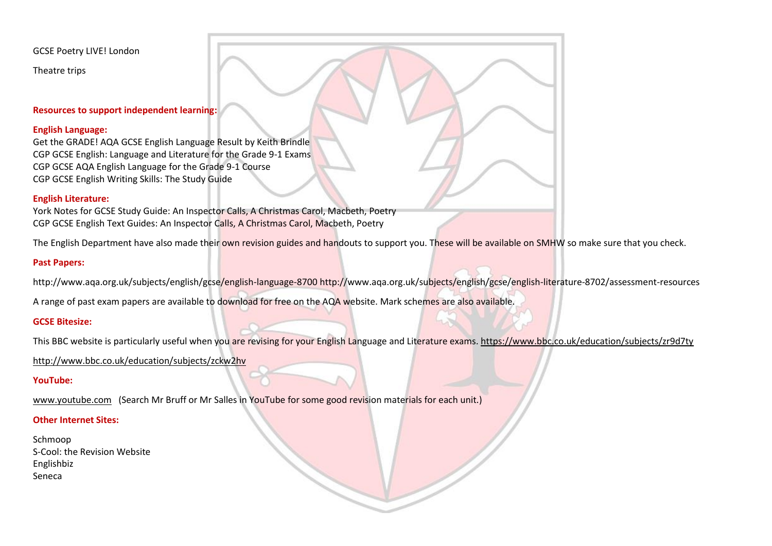GCSE Poetry LIVE! London

Theatre trips

**Resources to support independent learning:**

**English Language:**

Get the GRADE! AQA GCSE English Language Result by Keith Brindle
CGP GCSE English: Language and Literature for the Grade 9-1 Exams
CGP GCSE AQA English Language for the Grade 9-1 Course
CGP GCSE English Writing Skills: The Study Guide

**English Literature:**

York Notes for GCSE Study Guide: An Inspector Calls, A Christmas Carol, Macbeth, Poetry
CGP GCSE English Text Guides: An Inspector Calls, A Christmas Carol, Macbeth, Poetry

The English Department have also made their own revision guides and handouts to support you. These will be available on SMHW so make sure that you check.

**Past Papers:**

http://www.aqa.org.uk/subjects/english/gcse/english-language-8700 http://www.aqa.org.uk/subjects/english/gcse/english-literature-8702/assessment-resources

A range of past exam papers are available to download for free on the AQA website. Mark schemes are also available.

**GCSE Bitesize:**

This BBC website is particularly useful when you are revising for your English Language and Literature exams. https://www.bbc.co.uk/education/subjects/zr9d7ty

http://www.bbc.co.uk/education/subjects/zckw2hv

**YouTube:**

www.youtube.com (Search Mr Bruff or Mr Salles in YouTube for some good revision materials for each unit.)

**Other Internet Sites:**

Schmoop
S-Cool: the Revision Website
Englishbiz
Seneca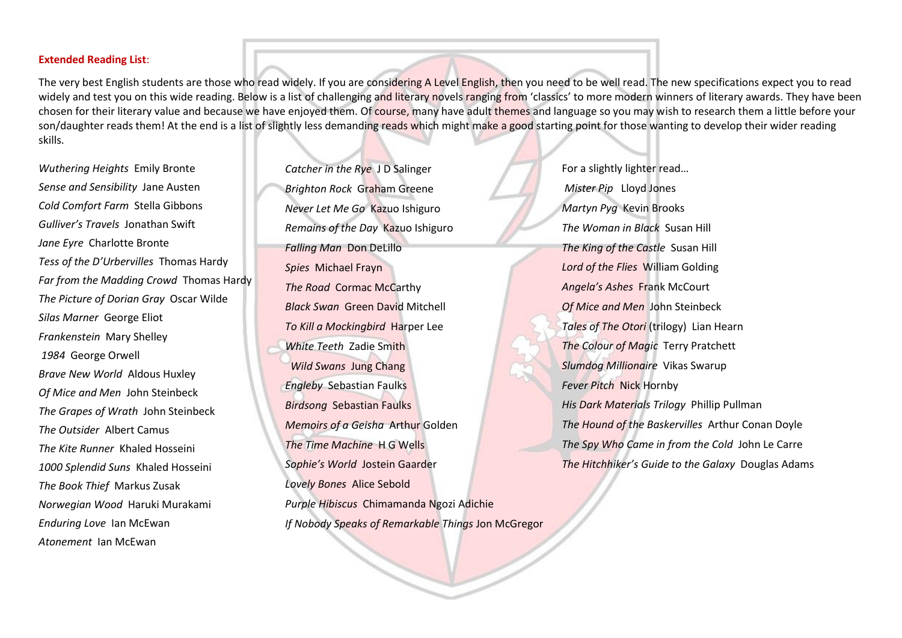**Extended Reading List**:

The very best English students are those who read widely. If you are considering A Level English, then you need to be well read. The new specifications expect you to read widely and test you on this wide reading. Below is a list of challenging and literary novels ranging from 'classics' to more modern winners of literary awards. They have been chosen for their literary value and because we have enjoyed them. Of course, many have adult themes and language so you may wish to research them a little before your son/daughter reads them! At the end is a list of slightly less demanding reads which might make a good starting point for those wanting to develop their wider reading skills.

*Wuthering Heights* Emily Bronte
*Sense and Sensibility* Jane Austen
*Cold Comfort Farm* Stella Gibbons
*Gulliver's Travels* Jonathan Swift
*Jane Eyre* Charlotte Bronte
*Tess of the D'Urbervilles* Thomas Hardy
*Far from the Madding Crowd* Thomas Hardy
*The Picture of Dorian Gray* Oscar Wilde
*Silas Marner* George Eliot
*Frankenstein* Mary Shelley
*1984* George Orwell
*Brave New World* Aldous Huxley
*Of Mice and Men* John Steinbeck
*The Grapes of Wrath* John Steinbeck
*The Outsider* Albert Camus
*The Kite Runner* Khaled Hosseini
*1000 Splendid Suns* Khaled Hosseini
*The Book Thief* Markus Zusak
*Norwegian Wood* Haruki Murakami
*Enduring Love* Ian McEwan
*Atonement* Ian McEwan

*Catcher in the Rye* J D Salinger
*Brighton Rock* Graham Greene
*Never Let Me Go* Kazuo Ishiguro
*Remains of the Day* Kazuo Ishiguro
*Falling Man* Don DeLillo
*Spies* Michael Frayn
*The Road* Cormac McCarthy
*Black Swan* Green David Mitchell
*To Kill a Mockingbird* Harper Lee
*White Teeth* Zadie Smith
*Wild Swans* Jung Chang
*Engleby* Sebastian Faulks
*Birdsong* Sebastian Faulks
*Memoirs of a Geisha* Arthur Golden
*The Time Machine* H G Wells
*Sophie's World* Jostein Gaarder
*Lovely Bones* Alice Sebold
*Purple Hibiscus* Chimamanda Ngozi Adichie
*If Nobody Speaks of Remarkable Things* Jon McGregor

For a slightly lighter read…

*Mister Pip* Lloyd Jones
*Martyn Pyg* Kevin Brooks
*The Woman in Black* Susan Hill
*The King of the Castle* Susan Hill
*Lord of the Flies* William Golding
*Angela's Ashes* Frank McCourt
*Of Mice and Men* John Steinbeck
*Tales of The Otori* (trilogy) Lian Hearn
*The Colour of Magic* Terry Pratchett
*Slumdog Millionaire* Vikas Swarup
*Fever Pitch* Nick Hornby
*His Dark Materials Trilogy* Phillip Pullman
*The Hound of the Baskervilles* Arthur Conan Doyle
*The Spy Who Came in from the Cold* John Le Carre
*The Hitchhiker's Guide to the Galaxy* Douglas Adams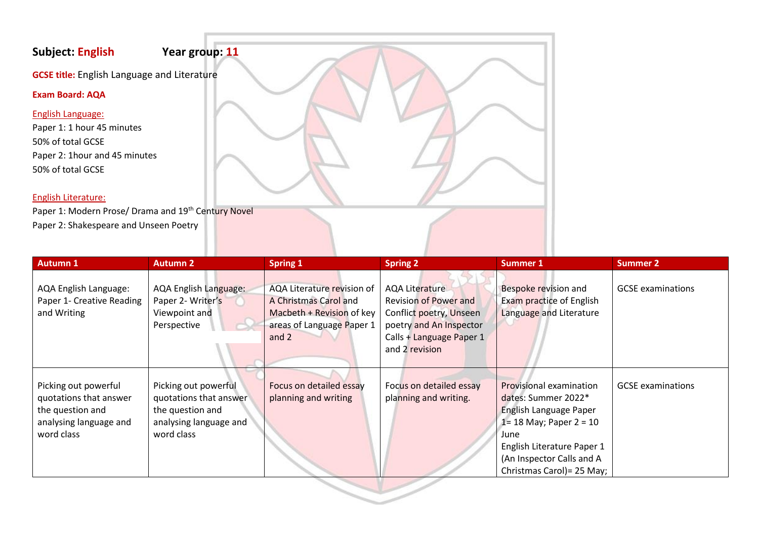**Subject: English** **Year group: 11**

**GCSE title:** English Language and Literature

**Exam Board: AQA**

English Language:

Paper 1: 1 hour 45 minutes

50% of total GCSE

Paper 2: 1hour and 45 minutes

50% of total GCSE

English Literature:

Paper 1: Modern Prose/ Drama and 19th Century Novel

Paper 2: Shakespeare and Unseen Poetry

| Autumn 1 | Autumn 2 | Spring 1 | Spring 2 | Summer 1 | Summer 2 |
|---|---|---|---|---|---|
| AQA English Language: Paper 1- Creative Reading and Writing | AQA English Language: Paper 2- Writer's Viewpoint and Perspective | AQA Literature revision of A Christmas Carol and Macbeth + Revision of key areas of Language Paper 1 and 2 | AQA Literature Revision of Power and Conflict poetry, Unseen poetry and An Inspector Calls + Language Paper 1 and 2 revision | Bespoke revision and Exam practice of English Language and Literature | GCSE examinations |
| Picking out powerful quotations that answer the question and analysing language and word class | Picking out powerful quotations that answer the question and analysing language and word class | Focus on detailed essay planning and writing | Focus on detailed essay planning and writing. | Provisional examination dates: Summer 2022* English Language Paper 1= 18 May; Paper 2 = 10 June English Literature Paper 1 (An Inspector Calls and A Christmas Carol)= 25 May; | GCSE examinations |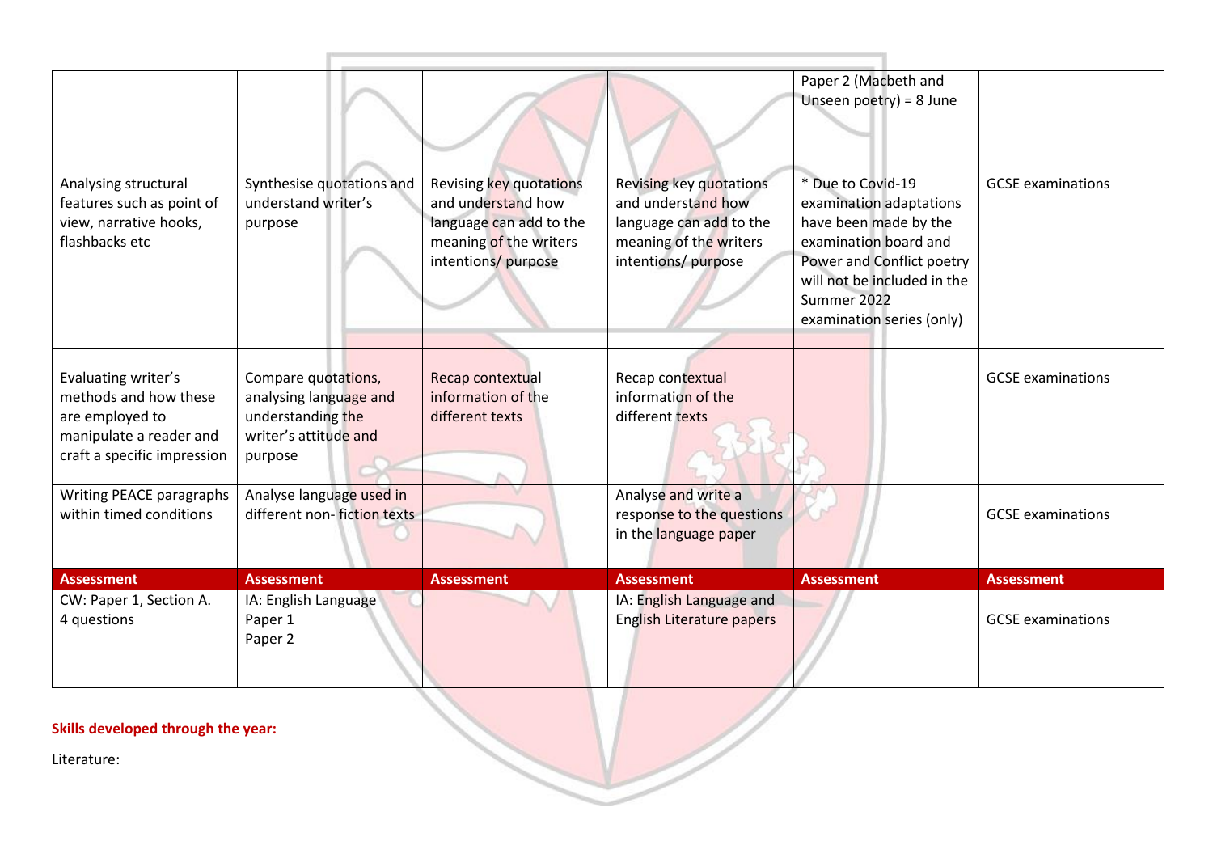| | | | | Paper 2 (Macbeth and Unseen poetry) = 8 June | |
|---|---|---|---|---|---|
| Analysing structural features such as point of view, narrative hooks, flashbacks etc | Synthesise quotations and understand writer's purpose | Revising key quotations and understand how language can add to the meaning of the writers intentions/ purpose | Revising key quotations and understand how language can add to the meaning of the writers intentions/ purpose | * Due to Covid-19 examination adaptations have been made by the examination board and Power and Conflict poetry will not be included in the Summer 2022 examination series (only) | GCSE examinations |
| Evaluating writer's methods and how these are employed to manipulate a reader and craft a specific impression | Compare quotations, analysing language and understanding the writer's attitude and purpose | Recap contextual information of the different texts | Recap contextual information of the different texts | | GCSE examinations |
| Writing PEACE paragraphs within timed conditions | Analyse language used in different non- fiction texts | | Analyse and write a response to the questions in the language paper | | GCSE examinations |
| **Assessment** | **Assessment** | **Assessment** | **Assessment** | **Assessment** | **Assessment** |
| CW: Paper 1, Section A. 4 questions | IA: English Language Paper 1 Paper 2 | | IA: English Language and English Literature papers | | GCSE examinations |

**Skills developed through the year:**

Literature: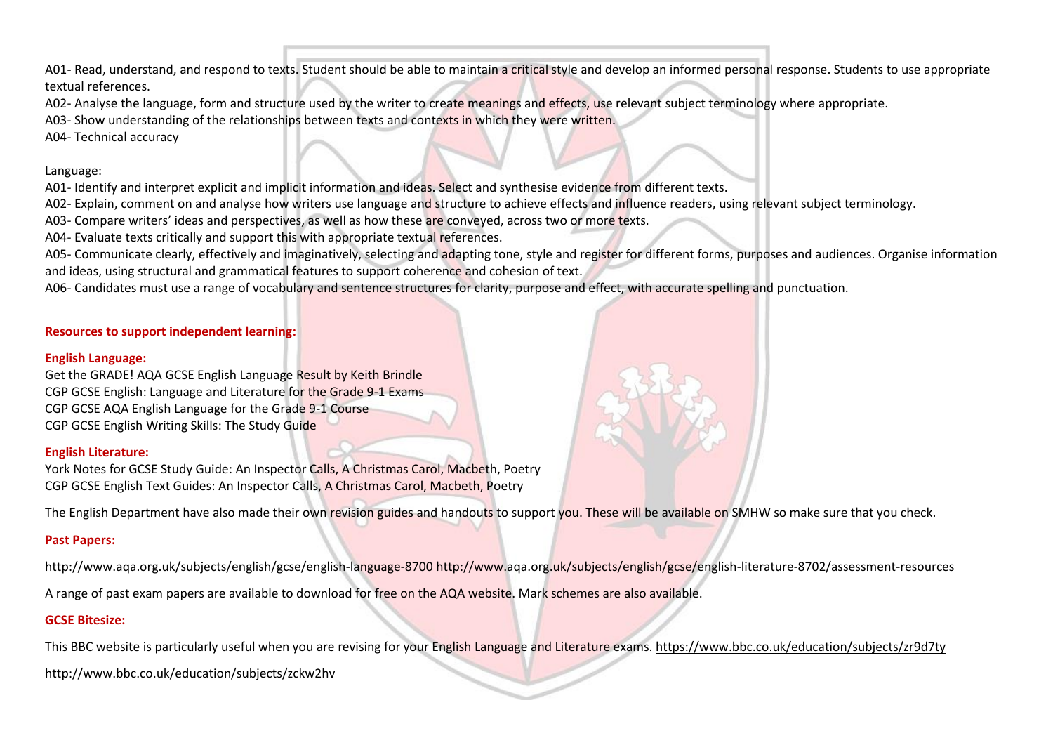A01- Read, understand, and respond to texts. Student should be able to maintain a critical style and develop an informed personal response. Students to use appropriate textual references.

A02- Analyse the language, form and structure used by the writer to create meanings and effects, use relevant subject terminology where appropriate.

A03- Show understanding of the relationships between texts and contexts in which they were written.

A04- Technical accuracy

Language:

A01- Identify and interpret explicit and implicit information and ideas. Select and synthesise evidence from different texts.

A02- Explain, comment on and analyse how writers use language and structure to achieve effects and influence readers, using relevant subject terminology.

A03- Compare writers' ideas and perspectives, as well as how these are conveyed, across two or more texts.

A04- Evaluate texts critically and support this with appropriate textual references.

A05- Communicate clearly, effectively and imaginatively, selecting and adapting tone, style and register for different forms, purposes and audiences. Organise information and ideas, using structural and grammatical features to support coherence and cohesion of text.

A06- Candidates must use a range of vocabulary and sentence structures for clarity, purpose and effect, with accurate spelling and punctuation.

**Resources to support independent learning:**

**English Language:**

Get the GRADE! AQA GCSE English Language Result by Keith Brindle
CGP GCSE English: Language and Literature for the Grade 9-1 Exams
CGP GCSE AQA English Language for the Grade 9-1 Course
CGP GCSE English Writing Skills: The Study Guide

**English Literature:**

York Notes for GCSE Study Guide: An Inspector Calls, A Christmas Carol, Macbeth, Poetry
CGP GCSE English Text Guides: An Inspector Calls, A Christmas Carol, Macbeth, Poetry

The English Department have also made their own revision guides and handouts to support you. These will be available on SMHW so make sure that you check.

**Past Papers:**

http://www.aqa.org.uk/subjects/english/gcse/english-language-8700 http://www.aqa.org.uk/subjects/english/gcse/english-literature-8702/assessment-resources

A range of past exam papers are available to download for free on the AQA website. Mark schemes are also available.

**GCSE Bitesize:**

This BBC website is particularly useful when you are revising for your English Language and Literature exams. https://www.bbc.co.uk/education/subjects/zr9d7ty

http://www.bbc.co.uk/education/subjects/zckw2hv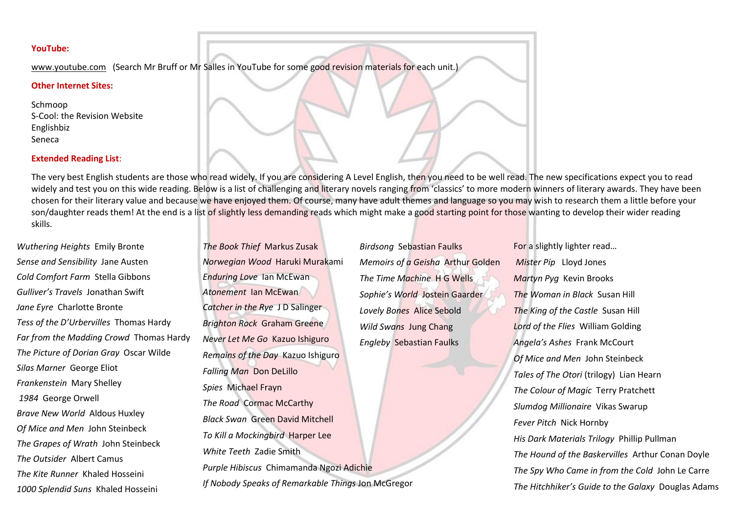**YouTube:**

www.youtube.com (Search Mr Bruff or Mr Salles in YouTube for some good revision materials for each unit.)

**Other Internet Sites:**

Schmoop
S-Cool: the Revision Website
Englishbiz
Seneca

**Extended Reading List**:

The very best English students are those who read widely. If you are considering A Level English, then you need to be well read. The new specifications expect you to read widely and test you on this wide reading. Below is a list of challenging and literary novels ranging from 'classics' to more modern winners of literary awards. They have been chosen for their literary value and because we have enjoyed them. Of course, many have adult themes and language so you may wish to research them a little before your son/daughter reads them! At the end is a list of slightly less demanding reads which might make a good starting point for those wanting to develop their wider reading skills.

*Wuthering Heights* Emily Bronte
*Sense and Sensibility* Jane Austen
*Cold Comfort Farm* Stella Gibbons
*Gulliver's Travels* Jonathan Swift
*Jane Eyre* Charlotte Bronte
*Tess of the D'Urbervilles* Thomas Hardy
*Far from the Madding Crowd* Thomas Hardy
*The Picture of Dorian Gray* Oscar Wilde
*Silas Marner* George Eliot
*Frankenstein* Mary Shelley
*1984* George Orwell
*Brave New World* Aldous Huxley
*Of Mice and Men* John Steinbeck
*The Grapes of Wrath* John Steinbeck
*The Outsider* Albert Camus
*The Kite Runner* Khaled Hosseini
*1000 Splendid Suns* Khaled Hosseini

*The Book Thief* Markus Zusak
*Norwegian Wood* Haruki Murakami
*Enduring Love* Ian McEwan
*Atonement* Ian McEwan
*Catcher in the Rye* J D Salinger
*Brighton Rock* Graham Greene
*Never Let Me Go* Kazuo Ishiguro
*Remains of the Day* Kazuo Ishiguro
*Falling Man* Don DeLillo
*Spies* Michael Frayn
*The Road* Cormac McCarthy
*Black Swan* Green David Mitchell
*To Kill a Mockingbird* Harper Lee
*White Teeth* Zadie Smith
*Purple Hibiscus* Chimamanda Ngozi Adichie
*If Nobody Speaks of Remarkable Things* Jon McGregor

*Birdsong* Sebastian Faulks
*Memoirs of a Geisha* Arthur Golden
*The Time Machine* H G Wells
*Sophie's World* Jostein Gaarder
*Lovely Bones* Alice Sebold
*Wild Swans* Jung Chang
*Engleby* Sebastian Faulks

For a slightly lighter read…

*Mister Pip* Lloyd Jones
*Martyn Pyg* Kevin Brooks
*The Woman in Black* Susan Hill
*The King of the Castle* Susan Hill
*Lord of the Flies* William Golding
*Angela's Ashes* Frank McCourt
*Of Mice and Men* John Steinbeck
*Tales of The Otori* (trilogy) Lian Hearn
*The Colour of Magic* Terry Pratchett
*Slumdog Millionaire* Vikas Swarup
*Fever Pitch* Nick Hornby
*His Dark Materials Trilogy* Phillip Pullman
*The Hound of the Baskervilles* Arthur Conan Doyle
*The Spy Who Came in from the Cold* John Le Carre
*The Hitchhiker's Guide to the Galaxy* Douglas Adams